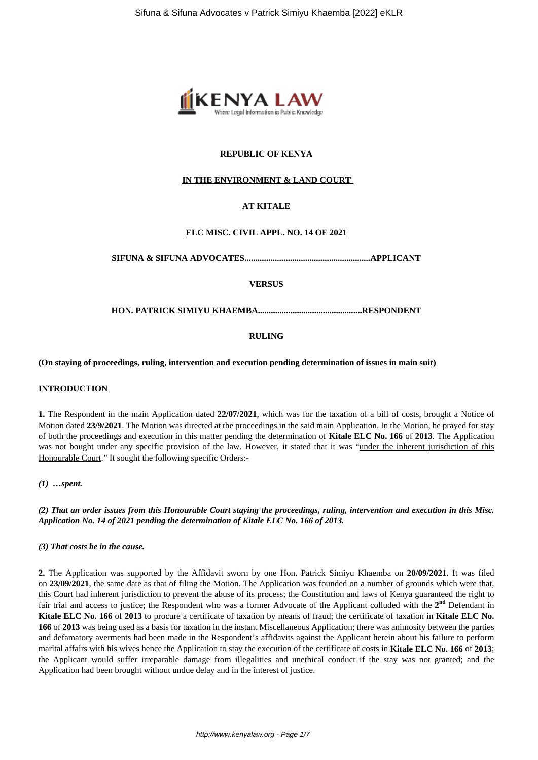**REPUBLIC OF KENYA**

**IN THE ENVIRONMENT & LAND COURT**

**AT KITALE**

**ELC MISC. CIVIL APPL. NO. 14 OF 2021**

**SIFUNA & SIFUNA ADVOCATES..........................................................APPLICANT**

**VERSUS**

**HON. PATRICK SIMIYU KHAEMBA................................................RESPONDENT**

## RULING

**(On staying of proceedings, ruling, intervention and execution pending determination of issues in main suit)**

### INTRODUCTION

**1.** The Respondent in the main Application dated **22/07/2021**, which was for the taxation of a bill of costs, brought a Notice of Motion dated **23/9/2021**. The Motion was directed at the proceedings in the said main Application. In the Motion, he prayed for stay of both the proceedings and execution in this matter pending the determination of **Kitale ELC No. 166** of **2013**. The Application was not bought under any specific provision of the law. However, it stated that it was "under the inherent jurisdiction of this Honourable Court." It sought the following specific Orders:-

***(1) …spent.***

***(2) That an order issues from this Honourable Court staying the proceedings, ruling, intervention and execution in this Misc. Application No. 14 of 2021 pending the determination of Kitale ELC No. 166 of 2013.***

***(3) That costs be in the cause.***

**2.** The Application was supported by the Affidavit sworn by one Hon. Patrick Simiyu Khaemba on **20/09/2021**. It was filed on **23/09/2021**, the same date as that of filing the Motion. The Application was founded on a number of grounds which were that, this Court had inherent jurisdiction to prevent the abuse of its process; the Constitution and laws of Kenya guaranteed the right to fair trial and access to justice; the Respondent who was a former Advocate of the Applicant colluded with the **2nd** Defendant in **Kitale ELC No. 166** of **2013** to procure a certificate of taxation by means of fraud; the certificate of taxation in **Kitale ELC No. 166** of **2013** was being used as a basis for taxation in the instant Miscellaneous Application; there was animosity between the parties and defamatory averments had been made in the Respondent's affidavits against the Applicant herein about his failure to perform marital affairs with his wives hence the Application to stay the execution of the certificate of costs in **Kitale ELC No. 166** of **2013**; the Applicant would suffer irreparable damage from illegalities and unethical conduct if the stay was not granted; and the Application had been brought without undue delay and in the interest of justice.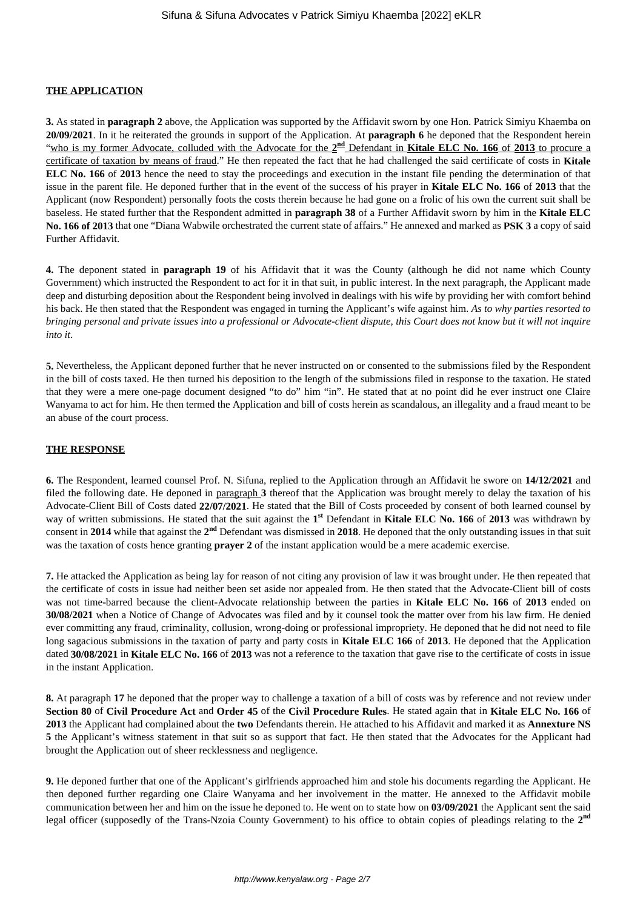## THE APPLICATION

**3.** As stated in **paragraph 2** above, the Application was supported by the Affidavit sworn by one Hon. Patrick Simiyu Khaemba on **20/09/2021**. In it he reiterated the grounds in support of the Application. At **paragraph 6** he deponed that the Respondent herein "who is my former Advocate, colluded with the Advocate for the **2nd** Defendant in **Kitale ELC No. 166** of **2013** to procure a certificate of taxation by means of fraud." He then repeated the fact that he had challenged the said certificate of costs in **Kitale ELC No. 166** of **2013** hence the need to stay the proceedings and execution in the instant file pending the determination of that issue in the parent file. He deponed further that in the event of the success of his prayer in **Kitale ELC No. 166** of **2013** that the Applicant (now Respondent) personally foots the costs therein because he had gone on a frolic of his own the current suit shall be baseless. He stated further that the Respondent admitted in **paragraph 38** of a Further Affidavit sworn by him in the **Kitale ELC No. 166 of 2013** that one "Diana Wabwile orchestrated the current state of affairs." He annexed and marked as **PSK 3** a copy of said Further Affidavit.

**4.** The deponent stated in **paragraph 19** of his Affidavit that it was the County (although he did not name which County Government) which instructed the Respondent to act for it in that suit, in public interest. In the next paragraph, the Applicant made deep and disturbing deposition about the Respondent being involved in dealings with his wife by providing her with comfort behind his back. He then stated that the Respondent was engaged in turning the Applicant's wife against him. *As to why parties resorted to bringing personal and private issues into a professional or Advocate-client dispute, this Court does not know but it will not inquire into it*.

**5.** Nevertheless, the Applicant deponed further that he never instructed on or consented to the submissions filed by the Respondent in the bill of costs taxed. He then turned his deposition to the length of the submissions filed in response to the taxation. He stated that they were a mere one-page document designed "to do" him "in". He stated that at no point did he ever instruct one Claire Wanyama to act for him. He then termed the Application and bill of costs herein as scandalous, an illegality and a fraud meant to be an abuse of the court process.

## THE RESPONSE

**6.** The Respondent, learned counsel Prof. N. Sifuna, replied to the Application through an Affidavit he swore on **14/12/2021** and filed the following date. He deponed in paragraph **3** thereof that the Application was brought merely to delay the taxation of his Advocate-Client Bill of Costs dated **22/07/2021**. He stated that the Bill of Costs proceeded by consent of both learned counsel by way of written submissions. He stated that the suit against the **1st** Defendant in **Kitale ELC No. 166** of **2013** was withdrawn by consent in **2014** while that against the **2nd** Defendant was dismissed in **2018**. He deponed that the only outstanding issues in that suit was the taxation of costs hence granting **prayer 2** of the instant application would be a mere academic exercise.

**7.** He attacked the Application as being lay for reason of not citing any provision of law it was brought under. He then repeated that the certificate of costs in issue had neither been set aside nor appealed from. He then stated that the Advocate-Client bill of costs was not time-barred because the client-Advocate relationship between the parties in **Kitale ELC No. 166** of **2013** ended on **30/08/2021** when a Notice of Change of Advocates was filed and by it counsel took the matter over from his law firm. He denied ever committing any fraud, criminality, collusion, wrong-doing or professional impropriety. He deponed that he did not need to file long sagacious submissions in the taxation of party and party costs in **Kitale ELC 166** of **2013**. He deponed that the Application dated **30/08/2021** in **Kitale ELC No. 166** of **2013** was not a reference to the taxation that gave rise to the certificate of costs in issue in the instant Application.

**8.** At paragraph **17** he deponed that the proper way to challenge a taxation of a bill of costs was by reference and not review under **Section 80** of **Civil Procedure Act** and **Order 45** of the **Civil Procedure Rules**. He stated again that in **Kitale ELC No. 166** of **2013** the Applicant had complained about the **two** Defendants therein. He attached to his Affidavit and marked it as **Annexture NS 5** the Applicant's witness statement in that suit so as support that fact. He then stated that the Advocates for the Applicant had brought the Application out of sheer recklessness and negligence.

**9.** He deponed further that one of the Applicant's girlfriends approached him and stole his documents regarding the Applicant. He then deponed further regarding one Claire Wanyama and her involvement in the matter. He annexed to the Affidavit mobile communication between her and him on the issue he deponed to. He went on to state how on **03/09/2021** the Applicant sent the said legal officer (supposedly of the Trans-Nzoia County Government) to his office to obtain copies of pleadings relating to the **2nd**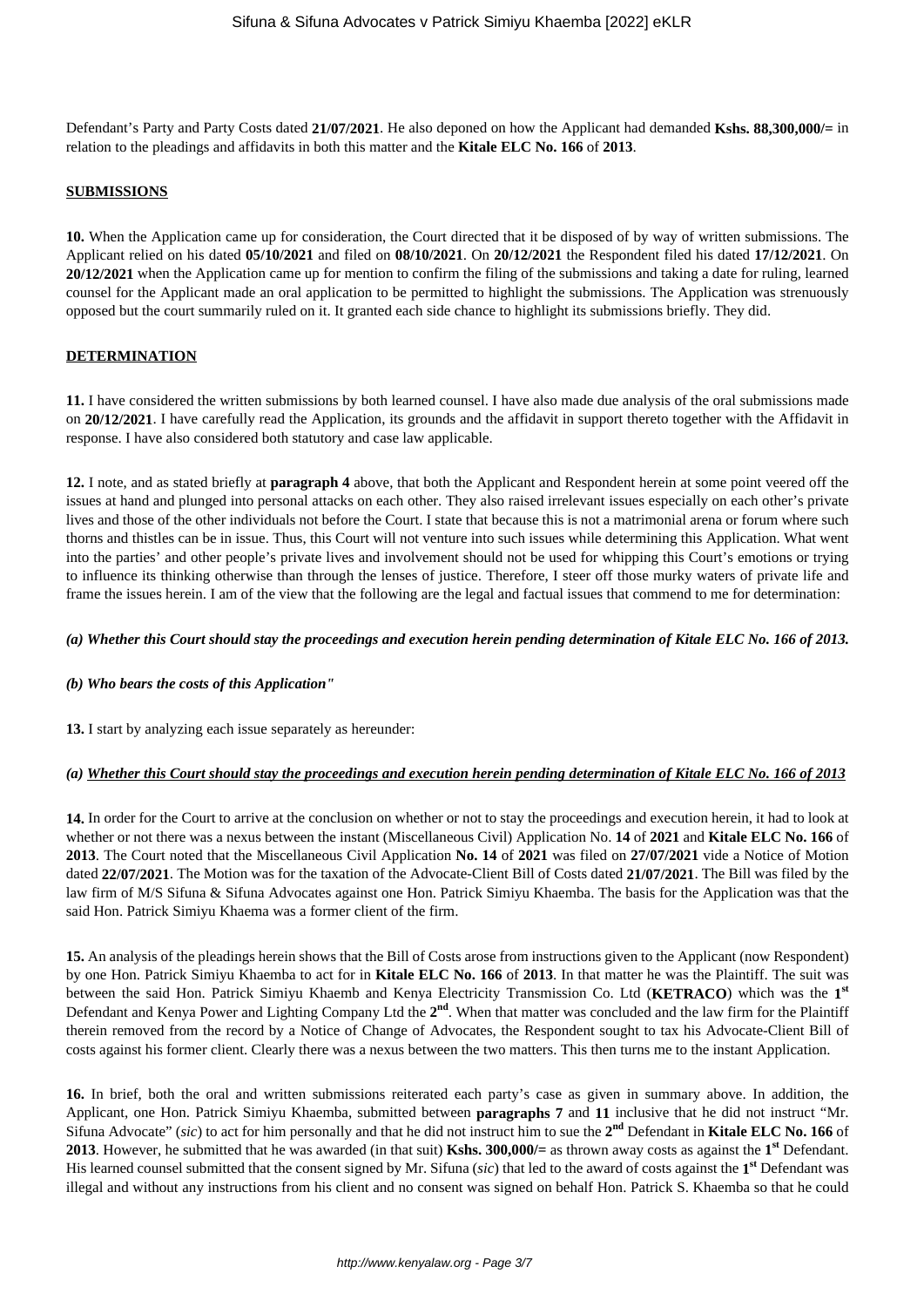Defendant's Party and Party Costs dated **21/07/2021**. He also deponed on how the Applicant had demanded **Kshs. 88,300,000/=** in relation to the pleadings and affidavits in both this matter and the **Kitale ELC No. 166** of **2013**.

## SUBMISSIONS

**10.** When the Application came up for consideration, the Court directed that it be disposed of by way of written submissions. The Applicant relied on his dated **05/10/2021** and filed on **08/10/2021**. On **20/12/2021** the Respondent filed his dated **17/12/2021**. On **20/12/2021** when the Application came up for mention to confirm the filing of the submissions and taking a date for ruling, learned counsel for the Applicant made an oral application to be permitted to highlight the submissions. The Application was strenuously opposed but the court summarily ruled on it. It granted each side chance to highlight its submissions briefly. They did.

## DETERMINATION

**11.** I have considered the written submissions by both learned counsel. I have also made due analysis of the oral submissions made on **20/12/2021**. I have carefully read the Application, its grounds and the affidavit in support thereto together with the Affidavit in response. I have also considered both statutory and case law applicable.

**12.** I note, and as stated briefly at **paragraph 4** above, that both the Applicant and Respondent herein at some point veered off the issues at hand and plunged into personal attacks on each other. They also raised irrelevant issues especially on each other's private lives and those of the other individuals not before the Court. I state that because this is not a matrimonial arena or forum where such thorns and thistles can be in issue. Thus, this Court will not venture into such issues while determining this Application. What went into the parties' and other people's private lives and involvement should not be used for whipping this Court's emotions or trying to influence its thinking otherwise than through the lenses of justice. Therefore, I steer off those murky waters of private life and frame the issues herein. I am of the view that the following are the legal and factual issues that commend to me for determination:

***(a) Whether this Court should stay the proceedings and execution herein pending determination of Kitale ELC No. 166 of 2013.***

***(b) Who bears the costs of this Application"***

**13.** I start by analyzing each issue separately as hereunder:

***(a) <u>Whether this Court should stay the proceedings and execution herein pending determination of Kitale ELC No. 166 of 2013</u>***

**14.** In order for the Court to arrive at the conclusion on whether or not to stay the proceedings and execution herein, it had to look at whether or not there was a nexus between the instant (Miscellaneous Civil) Application No. **14** of **2021** and **Kitale ELC No. 166** of **2013**. The Court noted that the Miscellaneous Civil Application **No. 14** of **2021** was filed on **27/07/2021** vide a Notice of Motion dated **22/07/2021**. The Motion was for the taxation of the Advocate-Client Bill of Costs dated **21/07/2021**. The Bill was filed by the law firm of M/S Sifuna & Sifuna Advocates against one Hon. Patrick Simiyu Khaemba. The basis for the Application was that the said Hon. Patrick Simiyu Khaema was a former client of the firm.

**15.** An analysis of the pleadings herein shows that the Bill of Costs arose from instructions given to the Applicant (now Respondent) by one Hon. Patrick Simiyu Khaemba to act for in **Kitale ELC No. 166** of **2013**. In that matter he was the Plaintiff. The suit was between the said Hon. Patrick Simiyu Khaemb and Kenya Electricity Transmission Co. Ltd (**KETRACO**) which was the **1st** Defendant and Kenya Power and Lighting Company Ltd the **2nd**. When that matter was concluded and the law firm for the Plaintiff therein removed from the record by a Notice of Change of Advocates, the Respondent sought to tax his Advocate-Client Bill of costs against his former client. Clearly there was a nexus between the two matters. This then turns me to the instant Application.

**16.** In brief, both the oral and written submissions reiterated each party's case as given in summary above. In addition, the Applicant, one Hon. Patrick Simiyu Khaemba, submitted between **paragraphs 7** and **11** inclusive that he did not instruct "Mr. Sifuna Advocate" (*sic*) to act for him personally and that he did not instruct him to sue the **2nd** Defendant in **Kitale ELC No. 166** of **2013**. However, he submitted that he was awarded (in that suit) **Kshs. 300,000/=** as thrown away costs as against the **1st** Defendant. His learned counsel submitted that the consent signed by Mr. Sifuna (*sic*) that led to the award of costs against the **1st** Defendant was illegal and without any instructions from his client and no consent was signed on behalf Hon. Patrick S. Khaemba so that he could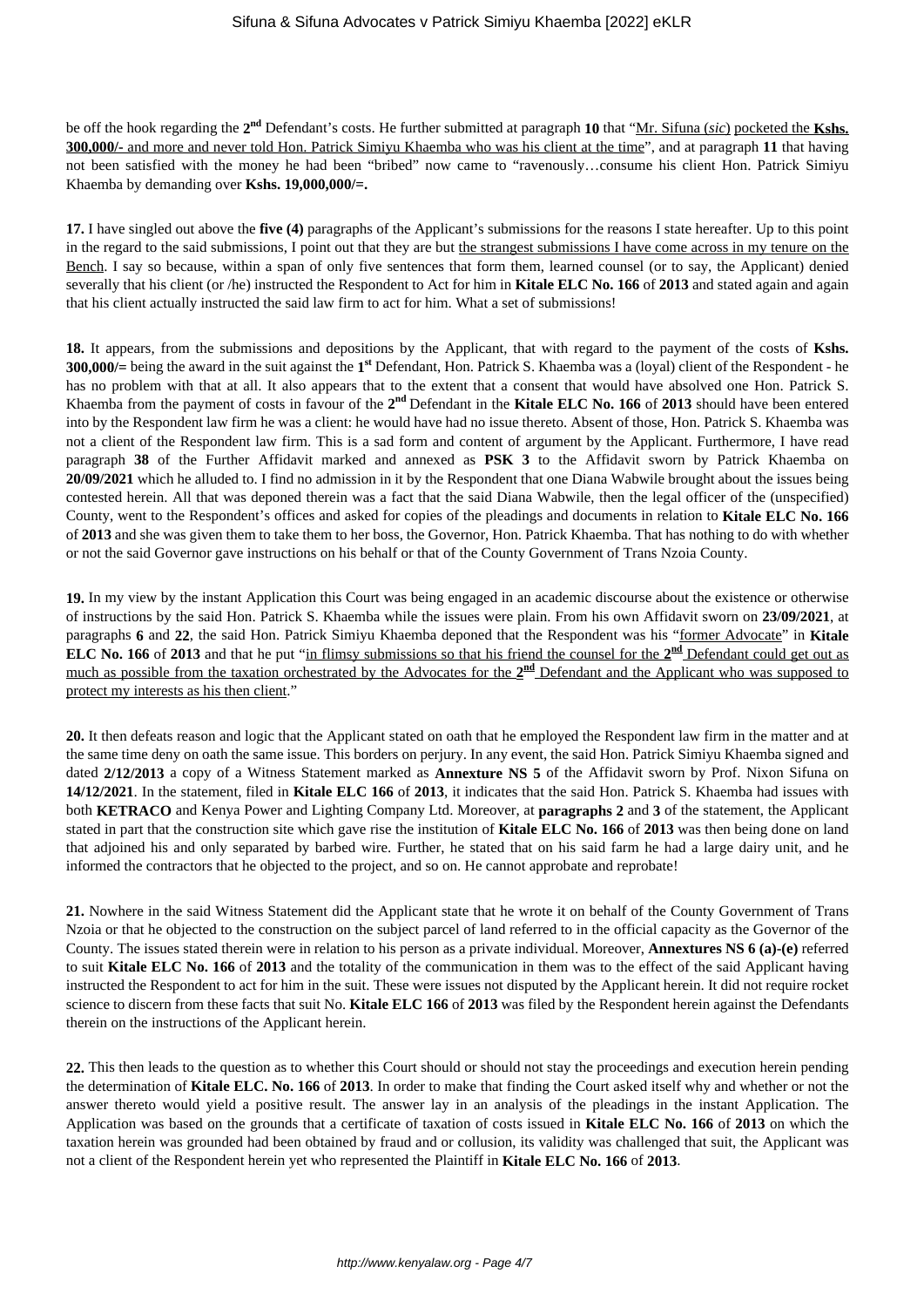be off the hook regarding the **2nd** Defendant's costs. He further submitted at paragraph **10** that "Mr. Sifuna (*sic*) pocketed the **Kshs. 300,000/-** and more and never told Hon. Patrick Simiyu Khaemba who was his client at the time", and at paragraph **11** that having not been satisfied with the money he had been "bribed" now came to "ravenously…consume his client Hon. Patrick Simiyu Khaemba by demanding over **Kshs. 19,000,000/=.**

**17.** I have singled out above the **five (4)** paragraphs of the Applicant's submissions for the reasons I state hereafter. Up to this point in the regard to the said submissions, I point out that they are but the strangest submissions I have come across in my tenure on the Bench. I say so because, within a span of only five sentences that form them, learned counsel (or to say, the Applicant) denied severally that his client (or /he) instructed the Respondent to Act for him in **Kitale ELC No. 166** of **2013** and stated again and again that his client actually instructed the said law firm to act for him. What a set of submissions!

**18.** It appears, from the submissions and depositions by the Applicant, that with regard to the payment of the costs of **Kshs. 300,000/=** being the award in the suit against the **1st** Defendant, Hon. Patrick S. Khaemba was a (loyal) client of the Respondent - he has no problem with that at all. It also appears that to the extent that a consent that would have absolved one Hon. Patrick S. Khaemba from the payment of costs in favour of the **2nd** Defendant in the **Kitale ELC No. 166** of **2013** should have been entered into by the Respondent law firm he was a client: he would have had no issue thereto. Absent of those, Hon. Patrick S. Khaemba was not a client of the Respondent law firm. This is a sad form and content of argument by the Applicant. Furthermore, I have read paragraph **38** of the Further Affidavit marked and annexed as **PSK 3** to the Affidavit sworn by Patrick Khaemba on **20/09/2021** which he alluded to. I find no admission in it by the Respondent that one Diana Wabwile brought about the issues being contested herein. All that was deponed therein was a fact that the said Diana Wabwile, then the legal officer of the (unspecified) County, went to the Respondent's offices and asked for copies of the pleadings and documents in relation to **Kitale ELC No. 166** of **2013** and she was given them to take them to her boss, the Governor, Hon. Patrick Khaemba. That has nothing to do with whether or not the said Governor gave instructions on his behalf or that of the County Government of Trans Nzoia County.

**19.** In my view by the instant Application this Court was being engaged in an academic discourse about the existence or otherwise of instructions by the said Hon. Patrick S. Khaemba while the issues were plain. From his own Affidavit sworn on **23/09/2021**, at paragraphs **6** and **22**, the said Hon. Patrick Simiyu Khaemba deponed that the Respondent was his "former Advocate" in **Kitale ELC No. 166** of **2013** and that he put "in flimsy submissions so that his friend the counsel for the **2nd** Defendant could get out as much as possible from the taxation orchestrated by the Advocates for the **2nd** Defendant and the Applicant who was supposed to protect my interests as his then client."

**20.** It then defeats reason and logic that the Applicant stated on oath that he employed the Respondent law firm in the matter and at the same time deny on oath the same issue. This borders on perjury. In any event, the said Hon. Patrick Simiyu Khaemba signed and dated **2/12/2013** a copy of a Witness Statement marked as **Annexture NS 5** of the Affidavit sworn by Prof. Nixon Sifuna on **14/12/2021**. In the statement, filed in **Kitale ELC 166** of **2013**, it indicates that the said Hon. Patrick S. Khaemba had issues with both **KETRACO** and Kenya Power and Lighting Company Ltd. Moreover, at **paragraphs 2** and **3** of the statement, the Applicant stated in part that the construction site which gave rise the institution of **Kitale ELC No. 166** of **2013** was then being done on land that adjoined his and only separated by barbed wire. Further, he stated that on his said farm he had a large dairy unit, and he informed the contractors that he objected to the project, and so on. He cannot approbate and reprobate!

**21.** Nowhere in the said Witness Statement did the Applicant state that he wrote it on behalf of the County Government of Trans Nzoia or that he objected to the construction on the subject parcel of land referred to in the official capacity as the Governor of the County. The issues stated therein were in relation to his person as a private individual. Moreover, **Annextures NS 6 (a)-(e)** referred to suit **Kitale ELC No. 166** of **2013** and the totality of the communication in them was to the effect of the said Applicant having instructed the Respondent to act for him in the suit. These were issues not disputed by the Applicant herein. It did not require rocket science to discern from these facts that suit No. **Kitale ELC 166** of **2013** was filed by the Respondent herein against the Defendants therein on the instructions of the Applicant herein.

**22.** This then leads to the question as to whether this Court should or should not stay the proceedings and execution herein pending the determination of **Kitale ELC. No. 166** of **2013**. In order to make that finding the Court asked itself why and whether or not the answer thereto would yield a positive result. The answer lay in an analysis of the pleadings in the instant Application. The Application was based on the grounds that a certificate of taxation of costs issued in **Kitale ELC No. 166** of **2013** on which the taxation herein was grounded had been obtained by fraud and or collusion, its validity was challenged that suit, the Applicant was not a client of the Respondent herein yet who represented the Plaintiff in **Kitale ELC No. 166** of **2013**.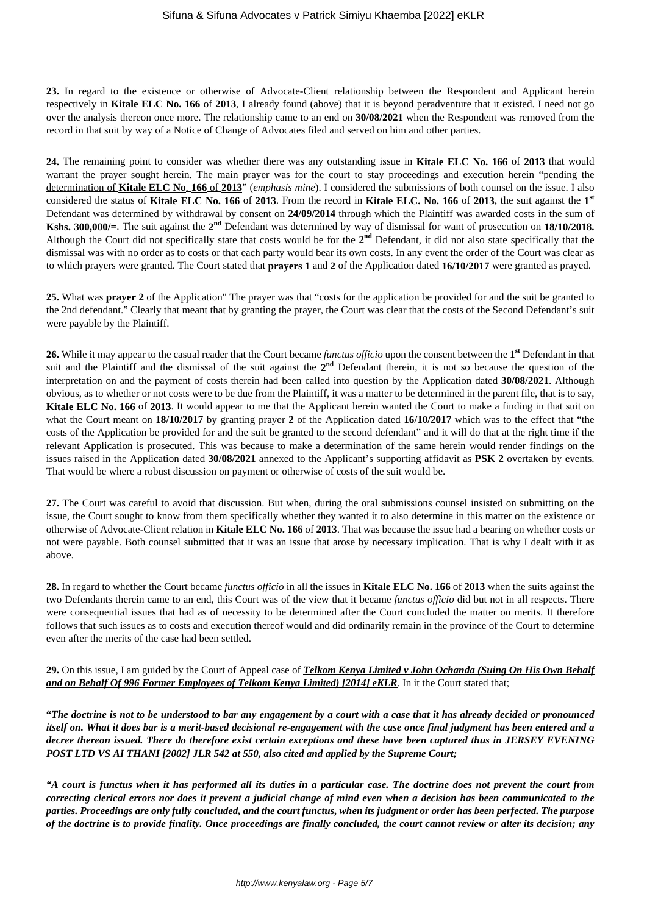**23.** In regard to the existence or otherwise of Advocate-Client relationship between the Respondent and Applicant herein respectively in **Kitale ELC No. 166** of **2013**, I already found (above) that it is beyond peradventure that it existed. I need not go over the analysis thereon once more. The relationship came to an end on **30/08/2021** when the Respondent was removed from the record in that suit by way of a Notice of Change of Advocates filed and served on him and other parties.

**24.** The remaining point to consider was whether there was any outstanding issue in **Kitale ELC No. 166** of **2013** that would warrant the prayer sought herein. The main prayer was for the court to stay proceedings and execution herein "pending the determination of **Kitale ELC No. 166** of **2013**" (*emphasis mine*). I considered the submissions of both counsel on the issue. I also considered the status of **Kitale ELC No. 166** of **2013**. From the record in **Kitale ELC. No. 166** of **2013**, the suit against the **1st** Defendant was determined by withdrawal by consent on **24/09/2014** through which the Plaintiff was awarded costs in the sum of **Kshs. 300,000/=**. The suit against the **2nd** Defendant was determined by way of dismissal for want of prosecution on **18/10/2018.** Although the Court did not specifically state that costs would be for the **2nd** Defendant, it did not also state specifically that the dismissal was with no order as to costs or that each party would bear its own costs. In any event the order of the Court was clear as to which prayers were granted. The Court stated that **prayers 1** and **2** of the Application dated **16/10/2017** were granted as prayed.

**25.** What was **prayer 2** of the Application" The prayer was that "costs for the application be provided for and the suit be granted to the 2nd defendant." Clearly that meant that by granting the prayer, the Court was clear that the costs of the Second Defendant's suit were payable by the Plaintiff.

**26.** While it may appear to the casual reader that the Court became *functus officio* upon the consent between the **1st** Defendant in that suit and the Plaintiff and the dismissal of the suit against the **2nd** Defendant therein, it is not so because the question of the interpretation on and the payment of costs therein had been called into question by the Application dated **30/08/2021**. Although obvious, as to whether or not costs were to be due from the Plaintiff, it was a matter to be determined in the parent file, that is to say, **Kitale ELC No. 166** of **2013**. It would appear to me that the Applicant herein wanted the Court to make a finding in that suit on what the Court meant on **18/10/2017** by granting prayer **2** of the Application dated **16/10/2017** which was to the effect that "the costs of the Application be provided for and the suit be granted to the second defendant" and it will do that at the right time if the relevant Application is prosecuted. This was because to make a determination of the same herein would render findings on the issues raised in the Application dated **30/08/2021** annexed to the Applicant's supporting affidavit as **PSK 2** overtaken by events. That would be where a robust discussion on payment or otherwise of costs of the suit would be.

**27.** The Court was careful to avoid that discussion. But when, during the oral submissions counsel insisted on submitting on the issue, the Court sought to know from them specifically whether they wanted it to also determine in this matter on the existence or otherwise of Advocate-Client relation in **Kitale ELC No. 166** of **2013**. That was because the issue had a bearing on whether costs or not were payable. Both counsel submitted that it was an issue that arose by necessary implication. That is why I dealt with it as above.

**28.** In regard to whether the Court became *functus officio* in all the issues in **Kitale ELC No. 166** of **2013** when the suits against the two Defendants therein came to an end, this Court was of the view that it became *functus officio* did but not in all respects. There were consequential issues that had as of necessity to be determined after the Court concluded the matter on merits. It therefore follows that such issues as to costs and execution thereof would and did ordinarily remain in the province of the Court to determine even after the merits of the case had been settled.

**29.** On this issue, I am guided by the Court of Appeal case of ***Telkom Kenya Limited v John Ochanda (Suing On His Own Behalf and on Behalf Of 996 Former Employees of Telkom Kenya Limited) [2014] eKLR***. In it the Court stated that;

**"*The doctrine is not to be understood to bar any engagement by a court with a case that it has already decided or pronounced itself on. What it does bar is a merit-based decisional re-engagement with the case once final judgment has been entered and a decree thereon issued. There do therefore exist certain exceptions and these have been captured thus in JERSEY EVENING POST LTD VS AI THANI [2002] JLR 542 at 550, also cited and applied by the Supreme Court;***

***"A court is functus when it has performed all its duties in a particular case. The doctrine does not prevent the court from correcting clerical errors nor does it prevent a judicial change of mind even when a decision has been communicated to the parties. Proceedings are only fully concluded, and the court functus, when its judgment or order has been perfected. The purpose of the doctrine is to provide finality. Once proceedings are finally concluded, the court cannot review or alter its decision; any***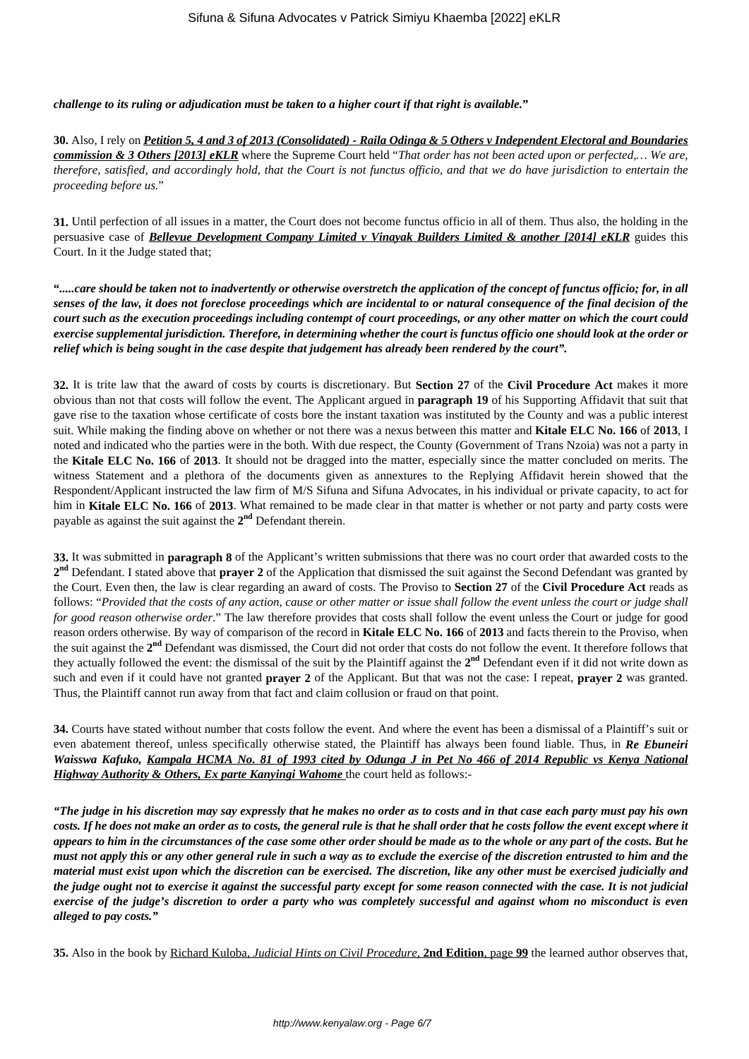***challenge to its ruling or adjudication must be taken to a higher court if that right is available."***

**30.** Also, I rely on ***Petition 5, 4 and 3 of 2013 (Consolidated) - Raila Odinga & 5 Others v Independent Electoral and Boundaries commission & 3 Others [2013] eKLR*** where the Supreme Court held "*That order has not been acted upon or perfected,… We are, therefore, satisfied, and accordingly hold, that the Court is not functus officio, and that we do have jurisdiction to entertain the proceeding before us.*"

**31.** Until perfection of all issues in a matter, the Court does not become functus officio in all of them. Thus also, the holding in the persuasive case of ***Bellevue Development Company Limited v Vinayak Builders Limited & another [2014] eKLR*** guides this Court. In it the Judge stated that;

***".....care should be taken not to inadvertently or otherwise overstretch the application of the concept of functus officio; for, in all senses of the law, it does not foreclose proceedings which are incidental to or natural consequence of the final decision of the court such as the execution proceedings including contempt of court proceedings, or any other matter on which the court could exercise supplemental jurisdiction. Therefore, in determining whether the court is functus officio one should look at the order or relief which is being sought in the case despite that judgement has already been rendered by the court".***

**32.** It is trite law that the award of costs by courts is discretionary. But **Section 27** of the **Civil Procedure Act** makes it more obvious than not that costs will follow the event. The Applicant argued in **paragraph 19** of his Supporting Affidavit that suit that gave rise to the taxation whose certificate of costs bore the instant taxation was instituted by the County and was a public interest suit. While making the finding above on whether or not there was a nexus between this matter and **Kitale ELC No. 166** of **2013**, I noted and indicated who the parties were in the both. With due respect, the County (Government of Trans Nzoia) was not a party in the **Kitale ELC No. 166** of **2013**. It should not be dragged into the matter, especially since the matter concluded on merits. The witness Statement and a plethora of the documents given as annextures to the Replying Affidavit herein showed that the Respondent/Applicant instructed the law firm of M/S Sifuna and Sifuna Advocates, in his individual or private capacity, to act for him in **Kitale ELC No. 166** of **2013**. What remained to be made clear in that matter is whether or not party and party costs were payable as against the suit against the **2nd** Defendant therein.

**33.** It was submitted in **paragraph 8** of the Applicant's written submissions that there was no court order that awarded costs to the **2nd** Defendant. I stated above that **prayer 2** of the Application that dismissed the suit against the Second Defendant was granted by the Court. Even then, the law is clear regarding an award of costs. The Proviso to **Section 27** of the **Civil Procedure Act** reads as follows: "*Provided that the costs of any action, cause or other matter or issue shall follow the event unless the court or judge shall for good reason otherwise order*." The law therefore provides that costs shall follow the event unless the Court or judge for good reason orders otherwise. By way of comparison of the record in **Kitale ELC No. 166** of **2013** and facts therein to the Proviso, when the suit against the **2nd** Defendant was dismissed, the Court did not order that costs do not follow the event. It therefore follows that they actually followed the event: the dismissal of the suit by the Plaintiff against the **2nd** Defendant even if it did not write down as such and even if it could have not granted **prayer 2** of the Applicant. But that was not the case: I repeat, **prayer 2** was granted. Thus, the Plaintiff cannot run away from that fact and claim collusion or fraud on that point.

**34.** Courts have stated without number that costs follow the event. And where the event has been a dismissal of a Plaintiff's suit or even abatement thereof, unless specifically otherwise stated, the Plaintiff has always been found liable. Thus, in ***Re Ebuneiri Waisswa Kafuko, Kampala HCMA No. 81 of 1993 cited by Odunga J in Pet No 466 of 2014 Republic vs Kenya National Highway Authority & Others, Ex parte Kanyingi Wahome*** the court held as follows:-

***"The judge in his discretion may say expressly that he makes no order as to costs and in that case each party must pay his own costs. If he does not make an order as to costs, the general rule is that he shall order that he costs follow the event except where it appears to him in the circumstances of the case some other order should be made as to the whole or any part of the costs. But he must not apply this or any other general rule in such a way as to exclude the exercise of the discretion entrusted to him and the material must exist upon which the discretion can be exercised. The discretion, like any other must be exercised judicially and the judge ought not to exercise it against the successful party except for some reason connected with the case. It is not judicial exercise of the judge's discretion to order a party who was completely successful and against whom no misconduct is even alleged to pay costs."***

**35.** Also in the book by Richard Kuloba, *Judicial Hints on Civil Procedure*, **2nd Edition**, page **99** the learned author observes that,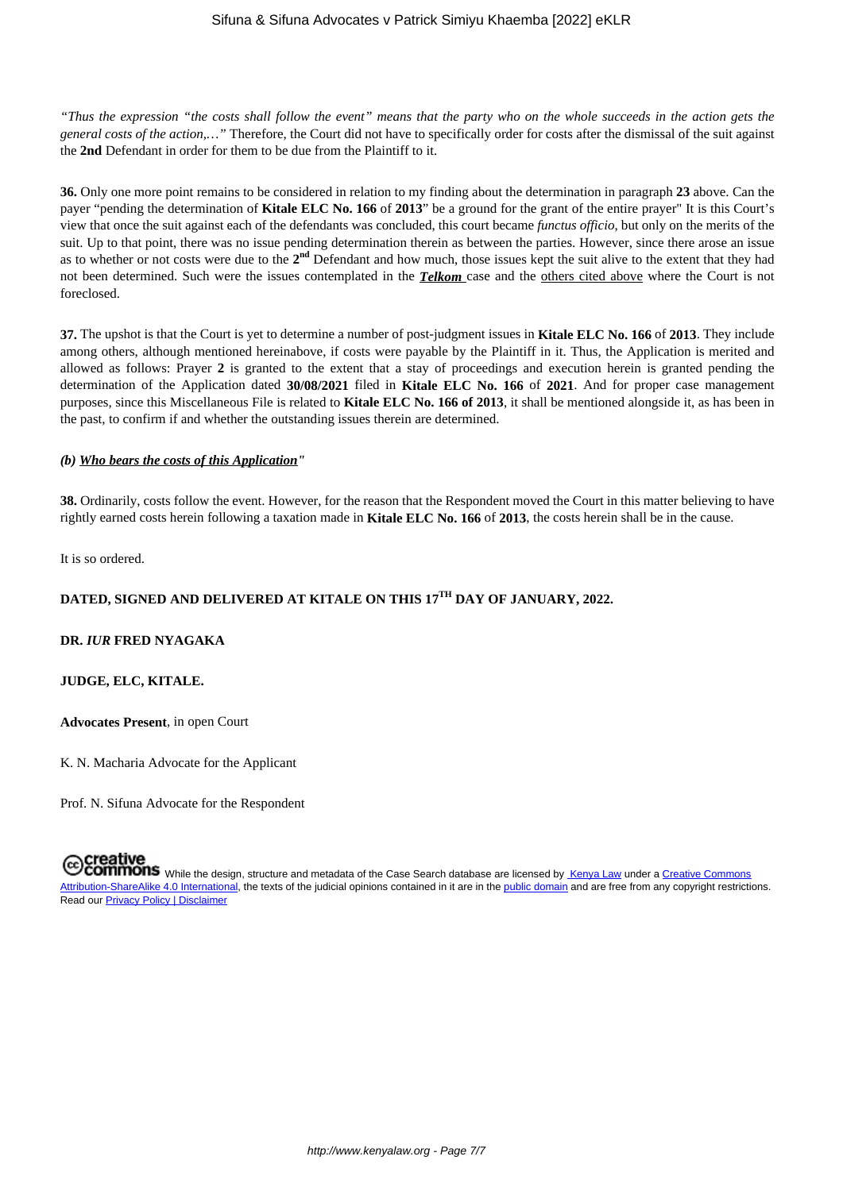*"Thus the expression "the costs shall follow the event" means that the party who on the whole succeeds in the action gets the general costs of the action,…"* Therefore, the Court did not have to specifically order for costs after the dismissal of the suit against the **2nd** Defendant in order for them to be due from the Plaintiff to it.

**36.** Only one more point remains to be considered in relation to my finding about the determination in paragraph **23** above. Can the payer "pending the determination of **Kitale ELC No. 166** of **2013**" be a ground for the grant of the entire prayer" It is this Court's view that once the suit against each of the defendants was concluded, this court became *functus officio*, but only on the merits of the suit. Up to that point, there was no issue pending determination therein as between the parties. However, since there arose an issue as to whether or not costs were due to the **2nd** Defendant and how much, those issues kept the suit alive to the extent that they had not been determined. Such were the issues contemplated in the ***Telkom*** case and the others cited above where the Court is not foreclosed.

**37.** The upshot is that the Court is yet to determine a number of post-judgment issues in **Kitale ELC No. 166** of **2013**. They include among others, although mentioned hereinabove, if costs were payable by the Plaintiff in it. Thus, the Application is merited and allowed as follows: Prayer **2** is granted to the extent that a stay of proceedings and execution herein is granted pending the determination of the Application dated **30/08/2021** filed in **Kitale ELC No. 166** of **2021**. And for proper case management purposes, since this Miscellaneous File is related to **Kitale ELC No. 166 of 2013**, it shall be mentioned alongside it, as has been in the past, to confirm if and whether the outstanding issues therein are determined.

***(b) Who bears the costs of this Application"***

**38.** Ordinarily, costs follow the event. However, for the reason that the Respondent moved the Court in this matter believing to have rightly earned costs herein following a taxation made in **Kitale ELC No. 166** of **2013**, the costs herein shall be in the cause.

It is so ordered.

**DATED, SIGNED AND DELIVERED AT KITALE ON THIS 17TH DAY OF JANUARY, 2022.**

**DR. *IUR* FRED NYAGAKA**

**JUDGE, ELC, KITALE.**

**Advocates Present**, in open Court

K. N. Macharia Advocate for the Applicant

Prof. N. Sifuna Advocate for the Respondent

While the design, structure and metadata of the Case Search database are licensed by Kenya Law under a Creative Commons Attribution-ShareAlike 4.0 International, the texts of the judicial opinions contained in it are in the public domain and are free from any copyright restrictions. Read our Privacy Policy | Disclaimer